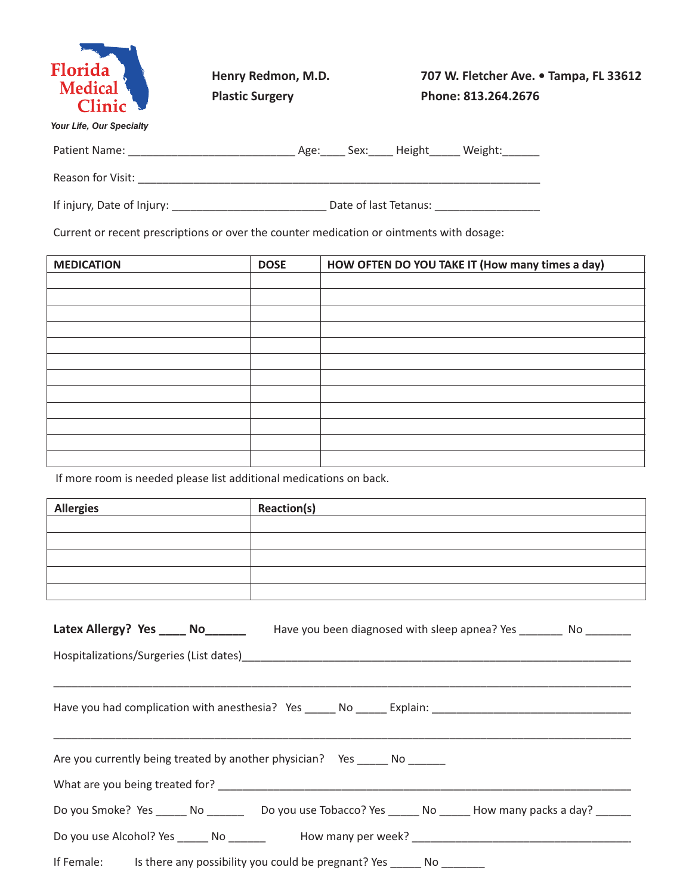**Florida Medical Clinic**

*Your Life, Our Specialty*

**Henry Redmon, M.D.**
**Plastic Surgery**

**707 W. Fletcher Ave. • Tampa, FL 33612**
**Phone: 813.264.2676**

Patient Name: __________________________ Age:____ Sex:____ Height_____ Weight:______

Reason for Visit: ________________________________________________________________

If injury, Date of Injury: ________________________ Date of last Tetanus: ________________

Current or recent prescriptions or over the counter medication or ointments with dosage:

| MEDICATION | DOSE | HOW OFTEN DO YOU TAKE IT (How many times a day) |
|---|---|---|
| | | |
| | | |
| | | |
| | | |
| | | |
| | | |
| | | |
| | | |
| | | |
| | | |
| | | |
| | | |

If more room is needed please list additional medications on back.

| Allergies | Reaction(s) |
|---|---|
| | |
| | |
| | |
| | |
| | |

**Latex Allergy? Yes ____ No______** Have you been diagnosed with sleep apnea? Yes _______ No _______

Hospitalizations/Surgeries (List dates)________________________________________________________

______________________________________________________________________________

Have you had complication with anesthesia? Yes _____ No _____ Explain: ________________________________

______________________________________________________________________________

Are you currently being treated by another physician? Yes _____ No ______

What are you being treated for? ______________________________________________________________

Do you Smoke? Yes _____ No ______ Do you use Tobacco? Yes _____ No _____ How many packs a day? _____

Do you use Alcohol? Yes _____ No ______ How many per week? ___________________________________

If Female: Is there any possibility you could be pregnant? Yes _____ No _______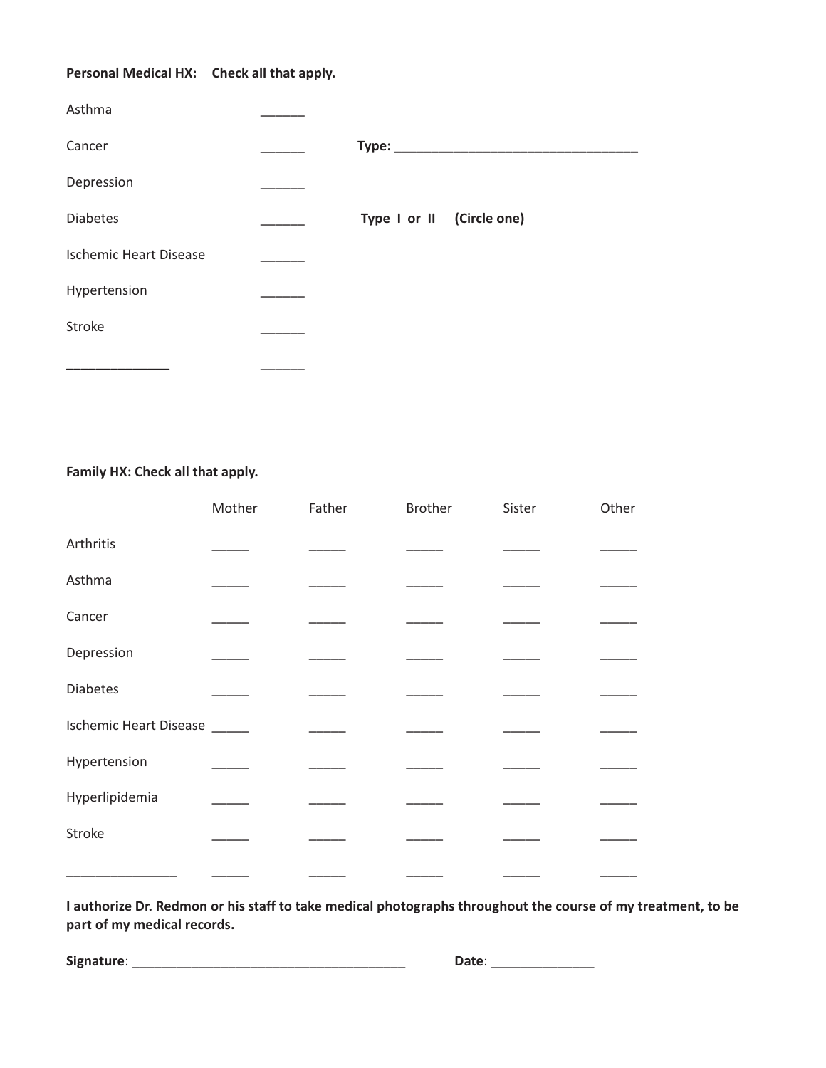**Personal Medical HX: Check all that apply.**

| | | |
|---|---|---|
| Asthma | ______ | |
| Cancer | ______ | **Type: ________________________________** |
| Depression | ______ | |
| Diabetes | ______ | **Type I or II (Circle one)** |
| Ischemic Heart Disease | ______ | |
| Hypertension | ______ | |
| Stroke | ______ | |
| ______________ | ______ | |

**Family HX: Check all that apply.**

| | Mother | Father | Brother | Sister | Other |
|---|---|---|---|---|---|
| Arthritis | _____ | _____ | _____ | _____ | _____ |
| Asthma | _____ | _____ | _____ | _____ | _____ |
| Cancer | _____ | _____ | _____ | _____ | _____ |
| Depression | _____ | _____ | _____ | _____ | _____ |
| Diabetes | _____ | _____ | _____ | _____ | _____ |
| Ischemic Heart Disease | _____ | _____ | _____ | _____ | _____ |
| Hypertension | _____ | _____ | _____ | _____ | _____ |
| Hyperlipidemia | _____ | _____ | _____ | _____ | _____ |
| Stroke | _____ | _____ | _____ | _____ | _____ |
| _______________ | _____ | _____ | _____ | _____ | _____ |

**I authorize Dr. Redmon or his staff to take medical photographs throughout the course of my treatment, to be part of my medical records.**

**Signature**: ____________________________________ **Date**: ______________